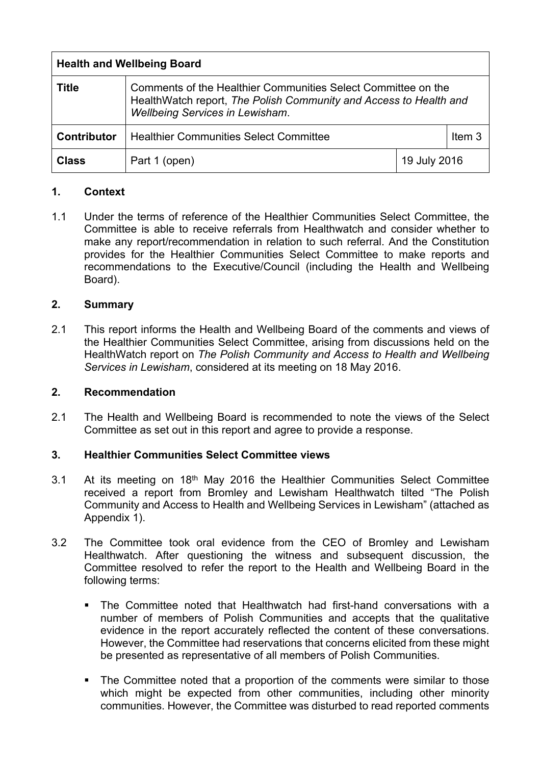| **Health and Wellbeing Board** | | | |
|---|---|---|---|
| **Title** | Comments of the Healthier Communities Select Committee on the HealthWatch report, *The Polish Community and Access to Health and Wellbeing Services in Lewisham*. | | |
| **Contributor** | Healthier Communities Select Committee | | Item 3 |
| **Class** | Part 1 (open) | 19 July 2016 | |

## 1. Context

1.1 Under the terms of reference of the Healthier Communities Select Committee, the Committee is able to receive referrals from Healthwatch and consider whether to make any report/recommendation in relation to such referral. And the Constitution provides for the Healthier Communities Select Committee to make reports and recommendations to the Executive/Council (including the Health and Wellbeing Board).

## 2. Summary

2.1 This report informs the Health and Wellbeing Board of the comments and views of the Healthier Communities Select Committee, arising from discussions held on the HealthWatch report on *The Polish Community and Access to Health and Wellbeing Services in Lewisham*, considered at its meeting on 18 May 2016.

## 2. Recommendation

2.1 The Health and Wellbeing Board is recommended to note the views of the Select Committee as set out in this report and agree to provide a response.

## 3. Healthier Communities Select Committee views

3.1 At its meeting on 18th May 2016 the Healthier Communities Select Committee received a report from Bromley and Lewisham Healthwatch tilted "The Polish Community and Access to Health and Wellbeing Services in Lewisham" (attached as Appendix 1).

3.2 The Committee took oral evidence from the CEO of Bromley and Lewisham Healthwatch. After questioning the witness and subsequent discussion, the Committee resolved to refer the report to the Health and Wellbeing Board in the following terms:

- The Committee noted that Healthwatch had first-hand conversations with a number of members of Polish Communities and accepts that the qualitative evidence in the report accurately reflected the content of these conversations. However, the Committee had reservations that concerns elicited from these might be presented as representative of all members of Polish Communities.

- The Committee noted that a proportion of the comments were similar to those which might be expected from other communities, including other minority communities. However, the Committee was disturbed to read reported comments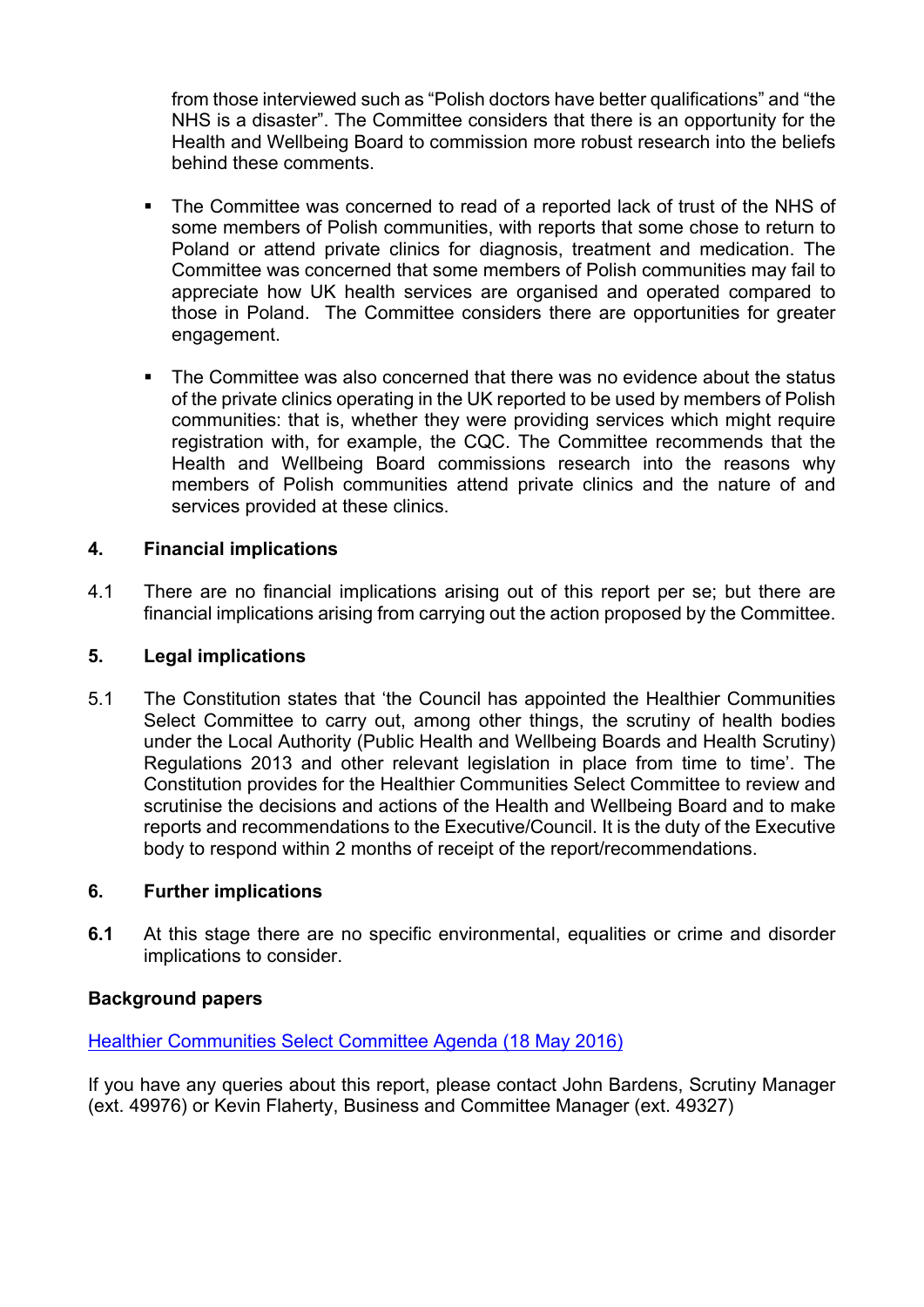from those interviewed such as “Polish doctors have better qualifications” and “the NHS is a disaster”. The Committee considers that there is an opportunity for the Health and Wellbeing Board to commission more robust research into the beliefs behind these comments.

- The Committee was concerned to read of a reported lack of trust of the NHS of some members of Polish communities, with reports that some chose to return to Poland or attend private clinics for diagnosis, treatment and medication. The Committee was concerned that some members of Polish communities may fail to appreciate how UK health services are organised and operated compared to those in Poland. The Committee considers there are opportunities for greater engagement.
- The Committee was also concerned that there was no evidence about the status of the private clinics operating in the UK reported to be used by members of Polish communities: that is, whether they were providing services which might require registration with, for example, the CQC. The Committee recommends that the Health and Wellbeing Board commissions research into the reasons why members of Polish communities attend private clinics and the nature of and services provided at these clinics.

## 4. Financial implications

4.1 There are no financial implications arising out of this report per se; but there are financial implications arising from carrying out the action proposed by the Committee.

## 5. Legal implications

5.1 The Constitution states that ‘the Council has appointed the Healthier Communities Select Committee to carry out, among other things, the scrutiny of health bodies under the Local Authority (Public Health and Wellbeing Boards and Health Scrutiny) Regulations 2013 and other relevant legislation in place from time to time’. The Constitution provides for the Healthier Communities Select Committee to review and scrutinise the decisions and actions of the Health and Wellbeing Board and to make reports and recommendations to the Executive/Council. It is the duty of the Executive body to respond within 2 months of receipt of the report/recommendations.

## 6. Further implications

**6.1** At this stage there are no specific environmental, equalities or crime and disorder implications to consider.

**Background papers**

Healthier Communities Select Committee Agenda (18 May 2016)

If you have any queries about this report, please contact John Bardens, Scrutiny Manager (ext. 49976) or Kevin Flaherty, Business and Committee Manager (ext. 49327)